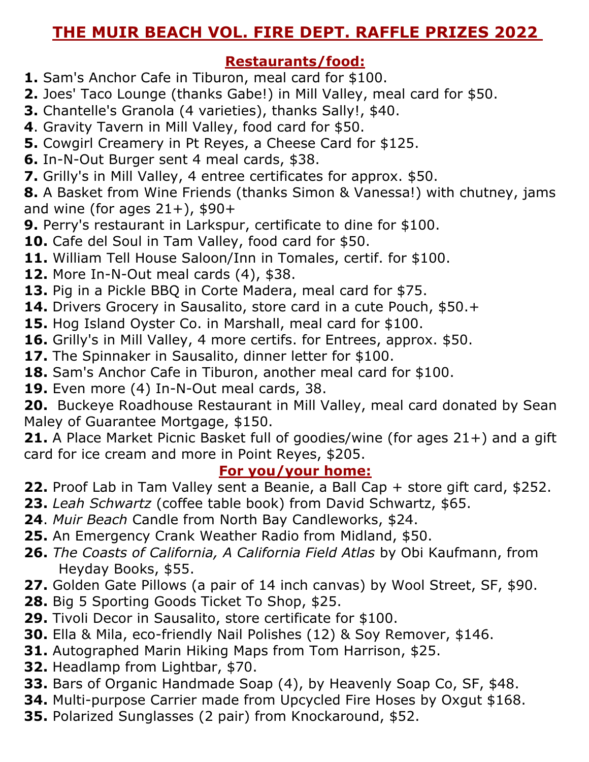# THE MUIR BEACH VOL. FIRE DEPT. RAFFLE PRIZES 2022

## Restaurants/food:

**1.** Sam's Anchor Cafe in Tiburon, meal card for $100.
**2.** Joes' Taco Lounge (thanks Gabe!) in Mill Valley, meal card for $50.
**3.** Chantelle's Granola (4 varieties), thanks Sally!, $40.
**4**. Gravity Tavern in Mill Valley, food card for $50.
**5.** Cowgirl Creamery in Pt Reyes, a Cheese Card for $125.
**6.** In-N-Out Burger sent 4 meal cards, $38.
**7.** Grilly's in Mill Valley, 4 entree certificates for approx. $50.
**8.** A Basket from Wine Friends (thanks Simon & Vanessa!) with chutney, jams and wine (for ages 21+), $90+
**9.** Perry's restaurant in Larkspur, certificate to dine for $100.
**10.** Cafe del Soul in Tam Valley, food card for $50.
**11.** William Tell House Saloon/Inn in Tomales, certif. for $100.
**12.** More In-N-Out meal cards (4), $38.
**13.** Pig in a Pickle BBQ in Corte Madera, meal card for $75.
**14.** Drivers Grocery in Sausalito, store card in a cute Pouch, $50.+
**15.** Hog Island Oyster Co. in Marshall, meal card for $100.
**16.** Grilly's in Mill Valley, 4 more certifs. for Entrees, approx. $50.
**17.** The Spinnaker in Sausalito, dinner letter for $100.
**18.** Sam's Anchor Cafe in Tiburon, another meal card for $100.
**19.** Even more (4) In-N-Out meal cards, 38.
**20.** Buckeye Roadhouse Restaurant in Mill Valley, meal card donated by Sean Maley of Guarantee Mortgage, $150.
**21.** A Place Market Picnic Basket full of goodies/wine (for ages 21+) and a gift card for ice cream and more in Point Reyes, $205.

## For you/your home:

**22.** Proof Lab in Tam Valley sent a Beanie, a Ball Cap + store gift card, $252.
**23.** *Leah Schwartz* (coffee table book) from David Schwartz, $65.
**24**. *Muir Beach* Candle from North Bay Candleworks, $24.
**25.** An Emergency Crank Weather Radio from Midland, $50.
**26.** *The Coasts of California, A California Field Atlas* by Obi Kaufmann, from Heyday Books, $55.
**27.** Golden Gate Pillows (a pair of 14 inch canvas) by Wool Street, SF, $90.
**28.** Big 5 Sporting Goods Ticket To Shop, $25.
**29.** Tivoli Decor in Sausalito, store certificate for $100.
**30.** Ella & Mila, eco-friendly Nail Polishes (12) & Soy Remover, $146.
**31.** Autographed Marin Hiking Maps from Tom Harrison, $25.
**32.** Headlamp from Lightbar, $70.
**33.** Bars of Organic Handmade Soap (4), by Heavenly Soap Co, SF, $48.
**34.** Multi-purpose Carrier made from Upcycled Fire Hoses by Oxgut $168.
**35.** Polarized Sunglasses (2 pair) from Knockaround, $52.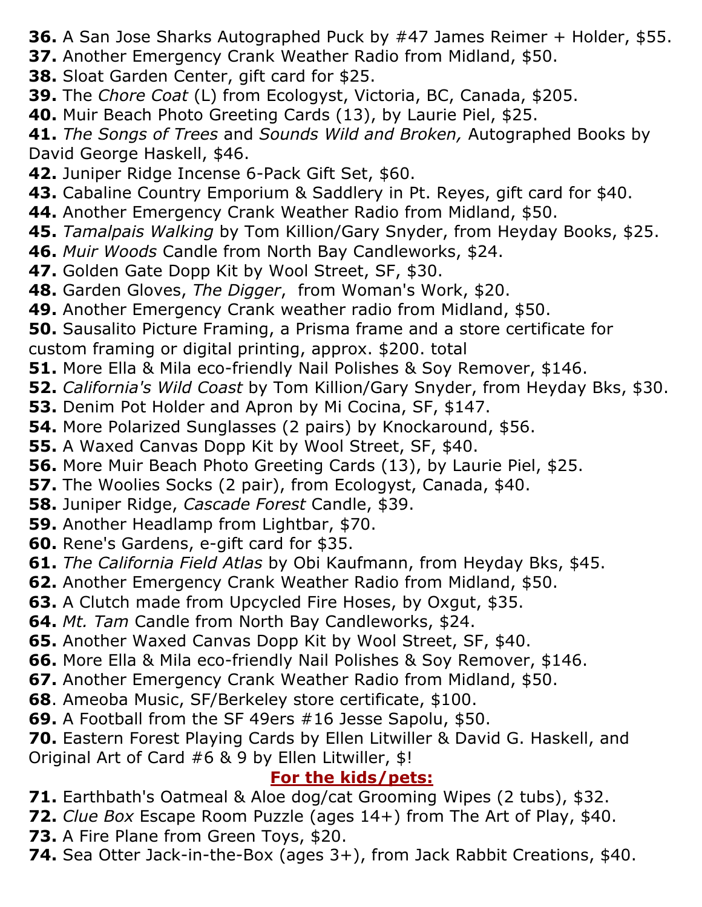**36.** A San Jose Sharks Autographed Puck by #47 James Reimer + Holder, $55.
**37.** Another Emergency Crank Weather Radio from Midland, $50.
**38.** Sloat Garden Center, gift card for $25.
**39.** The *Chore Coat* (L) from Ecologyst, Victoria, BC, Canada, $205.
**40.** Muir Beach Photo Greeting Cards (13), by Laurie Piel, $25.
**41.** *The Songs of Trees* and *Sounds Wild and Broken,* Autographed Books by David George Haskell, $46.
**42.** Juniper Ridge Incense 6-Pack Gift Set, $60.
**43.** Cabaline Country Emporium & Saddlery in Pt. Reyes, gift card for $40.
**44.** Another Emergency Crank Weather Radio from Midland, $50.
**45.** *Tamalpais Walking* by Tom Killion/Gary Snyder, from Heyday Books, $25.
**46.** *Muir Woods* Candle from North Bay Candleworks, $24.
**47.** Golden Gate Dopp Kit by Wool Street, SF, $30.
**48.** Garden Gloves, *The Digger*, from Woman's Work, $20.
**49.** Another Emergency Crank weather radio from Midland, $50.
**50.** Sausalito Picture Framing, a Prisma frame and a store certificate for custom framing or digital printing, approx. $200. total
**51.** More Ella & Mila eco-friendly Nail Polishes & Soy Remover, $146.
**52.** *California's Wild Coast* by Tom Killion/Gary Snyder, from Heyday Bks, $30.
**53.** Denim Pot Holder and Apron by Mi Cocina, SF, $147.
**54.** More Polarized Sunglasses (2 pairs) by Knockaround, $56.
**55.** A Waxed Canvas Dopp Kit by Wool Street, SF, $40.
**56.** More Muir Beach Photo Greeting Cards (13), by Laurie Piel, $25.
**57.** The Woolies Socks (2 pair), from Ecologyst, Canada, $40.
**58.** Juniper Ridge, *Cascade Forest* Candle, $39.
**59.** Another Headlamp from Lightbar, $70.
**60.** Rene's Gardens, e-gift card for $35.
**61.** *The California Field Atlas* by Obi Kaufmann, from Heyday Bks, $45.
**62.** Another Emergency Crank Weather Radio from Midland, $50.
**63.** A Clutch made from Upcycled Fire Hoses, by Oxgut, $35.
**64.** *Mt. Tam* Candle from North Bay Candleworks, $24.
**65.** Another Waxed Canvas Dopp Kit by Wool Street, SF, $40.
**66.** More Ella & Mila eco-friendly Nail Polishes & Soy Remover, $146.
**67.** Another Emergency Crank Weather Radio from Midland, $50.
**68**. Ameoba Music, SF/Berkeley store certificate, $100.
**69.** A Football from the SF 49ers #16 Jesse Sapolu, $50.
**70.** Eastern Forest Playing Cards by Ellen Litwiller & David G. Haskell, and Original Art of Card #6 & 9 by Ellen Litwiller, $!

## For the kids/pets:

**71.** Earthbath's Oatmeal & Aloe dog/cat Grooming Wipes (2 tubs), $32.
**72.** *Clue Box* Escape Room Puzzle (ages 14+) from The Art of Play, $40.
**73.** A Fire Plane from Green Toys, $20.
**74.** Sea Otter Jack-in-the-Box (ages 3+), from Jack Rabbit Creations, $40.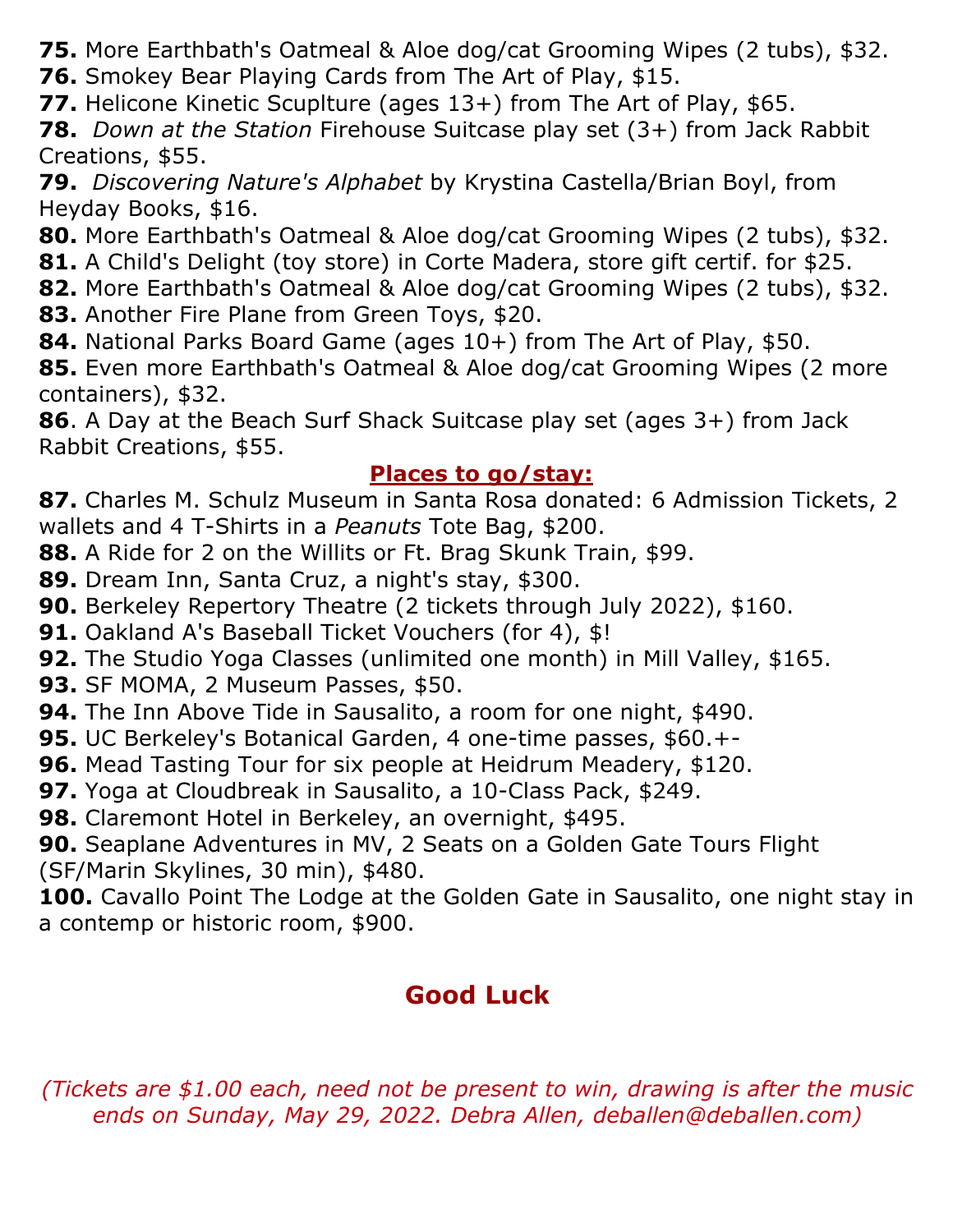**75.** More Earthbath's Oatmeal & Aloe dog/cat Grooming Wipes (2 tubs), $32.
**76.** Smokey Bear Playing Cards from The Art of Play, $15.
**77.** Helicone Kinetic Scuplture (ages 13+) from The Art of Play, $65.
**78.** *Down at the Station* Firehouse Suitcase play set (3+) from Jack Rabbit Creations, $55.
**79.** *Discovering Nature's Alphabet* by Krystina Castella/Brian Boyl, from Heyday Books, $16.
**80.** More Earthbath's Oatmeal & Aloe dog/cat Grooming Wipes (2 tubs), $32.
**81.** A Child's Delight (toy store) in Corte Madera, store gift certif. for $25.
**82.** More Earthbath's Oatmeal & Aloe dog/cat Grooming Wipes (2 tubs), $32.
**83.** Another Fire Plane from Green Toys, $20.
**84.** National Parks Board Game (ages 10+) from The Art of Play, $50.
**85.** Even more Earthbath's Oatmeal & Aloe dog/cat Grooming Wipes (2 more containers), $32.
**86**. A Day at the Beach Surf Shack Suitcase play set (ages 3+) from Jack Rabbit Creations, $55.

## Places to go/stay:

**87.** Charles M. Schulz Museum in Santa Rosa donated: 6 Admission Tickets, 2 wallets and 4 T-Shirts in a *Peanuts* Tote Bag, $200.
**88.** A Ride for 2 on the Willits or Ft. Brag Skunk Train, $99.
**89.** Dream Inn, Santa Cruz, a night's stay, $300.
**90.** Berkeley Repertory Theatre (2 tickets through July 2022), $160.
**91.** Oakland A's Baseball Ticket Vouchers (for 4), $!
**92.** The Studio Yoga Classes (unlimited one month) in Mill Valley, $165.
**93.** SF MOMA, 2 Museum Passes, $50.
**94.** The Inn Above Tide in Sausalito, a room for one night, $490.
**95.** UC Berkeley's Botanical Garden, 4 one-time passes, $60.+-
**96.** Mead Tasting Tour for six people at Heidrum Meadery, $120.
**97.** Yoga at Cloudbreak in Sausalito, a 10-Class Pack, $249.
**98.** Claremont Hotel in Berkeley, an overnight, $495.
**90.** Seaplane Adventures in MV, 2 Seats on a Golden Gate Tours Flight (SF/Marin Skylines, 30 min), $480.
**100.** Cavallo Point The Lodge at the Golden Gate in Sausalito, one night stay in a contemp or historic room, $900.

## Good Luck

*(Tickets are $1.00 each, need not be present to win, drawing is after the music ends on Sunday, May 29, 2022. Debra Allen, deballen@deballen.com)*